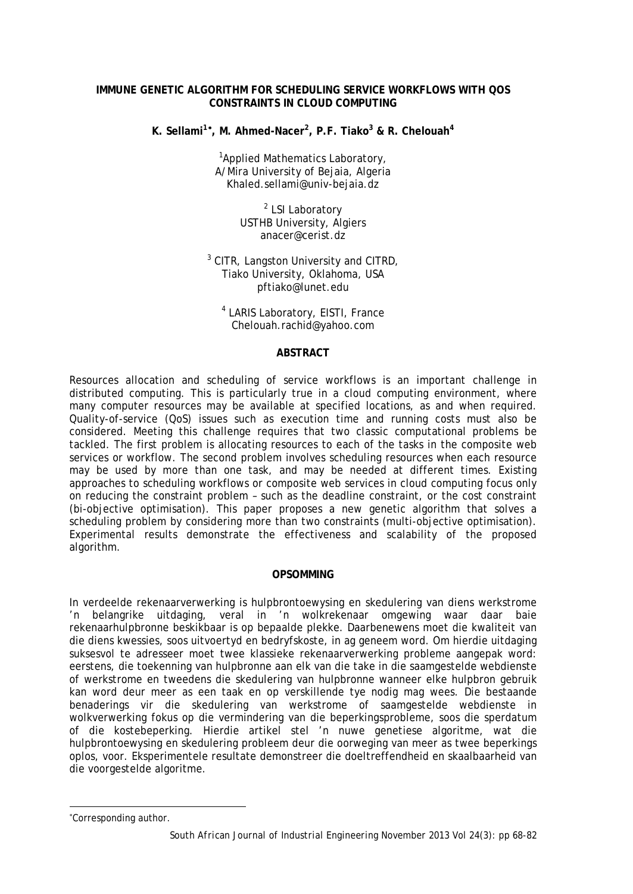# IMMUNE GENETIC ALGORITHM FOR SCHEDULING SERVICE WORKFLOWS WITH QOS CONSTRAINTS IN CLOUD COMPUTING

**K. Sellami[1]\*, M. Ahmed-Nacer[2], P.F. Tiako[3] & R. Chelouah[4]**

[1]Applied Mathematics Laboratory,
A/Mira University of Bejaia, Algeria
Khaled.sellami@univ-bejaia.dz

[2] LSI Laboratory
USTHB University, Algiers
anacer@cerist.dz

[3] CITR, Langston University and CITRD,
Tiako University, Oklahoma, USA
pftiako@lunet.edu

[4] LARIS Laboratory, EISTI, France
Chelouah.rachid@yahoo.com

## ABSTRACT

Resources allocation and scheduling of service workflows is an important challenge in distributed computing. This is particularly true in a cloud computing environment, where many computer resources may be available at specified locations, as and when required. Quality-of-service (QoS) issues such as execution time and running costs must also be considered. Meeting this challenge requires that two classic computational problems be tackled. The first problem is allocating resources to each of the tasks in the composite web services or workflow. The second problem involves scheduling resources when each resource may be used by more than one task, and may be needed at different times. Existing approaches to scheduling workflows or composite web services in cloud computing focus only on reducing the constraint problem – such as the deadline constraint, or the cost constraint (bi-objective optimisation). This paper proposes a new genetic algorithm that solves a scheduling problem by considering more than two constraints (multi-objective optimisation). Experimental results demonstrate the effectiveness and scalability of the proposed algorithm.

## OPSOMMING

In verdeelde rekenaarverwerking is hulpbrontoewysing en skedulering van diens werkstrome 'n belangrike uitdaging, veral in 'n wolkrekenaar omgewing waar daar baie rekenaarhulpbronne beskikbaar is op bepaalde plekke. Daarbenewens moet die kwaliteit van die diens kwessies, soos uitvoertyd en bedryfskoste, in ag geneem word. Om hierdie uitdaging suksesvol te adresseer moet twee klassieke rekenaarverwerking probleme aangepak word: eerstens, die toekenning van hulpbronne aan elk van die take in die saamgestelde webdienste of werkstrome en tweedens die skedulering van hulpbronne wanneer elke hulpbron gebruik kan word deur meer as een taak en op verskillende tye nodig mag wees. Die bestaande benaderings vir die skedulering van werkstrome of saamgestelde webdienste in wolkverwerking fokus op die vermindering van die beperkingsprobleme, soos die sperdatum of die kostebeperking. Hierdie artikel stel 'n nuwe genetiese algoritme, wat die hulpbrontoewysing en skedulering probleem deur die oorweging van meer as twee beperkings oplos, voor. Eksperimentele resultate demonstreer die doeltreffendheid en skaalbaarheid van die voorgestelde algoritme.

---

\*Corresponding author.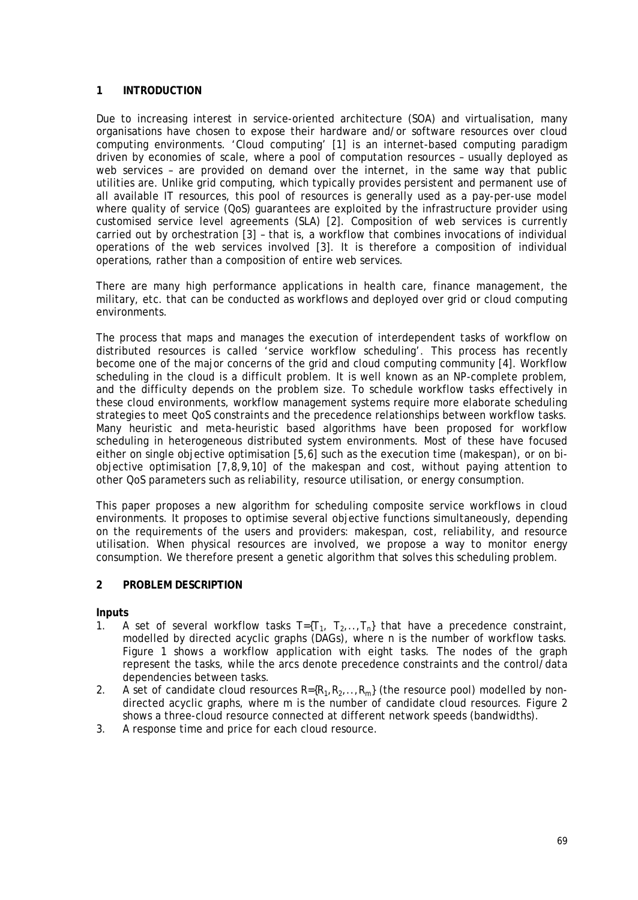## 1 INTRODUCTION

Due to increasing interest in service-oriented architecture (SOA) and virtualisation, many organisations have chosen to expose their hardware and/or software resources over cloud computing environments. 'Cloud computing' [1] is an internet-based computing paradigm driven by economies of scale, where a pool of computation resources – usually deployed as web services – are provided on demand over the internet, in the same way that public utilities are. Unlike grid computing, which typically provides persistent and permanent use of all available IT resources, this pool of resources is generally used as a pay-per-use model where quality of service (QoS) guarantees are exploited by the infrastructure provider using customised service level agreements (SLA) [2]. Composition of web services is currently carried out by orchestration [3] – that is, a workflow that combines invocations of individual operations of the web services involved [3]. It is therefore a composition of individual operations, rather than a composition of entire web services.

There are many high performance applications in health care, finance management, the military, etc. that can be conducted as workflows and deployed over grid or cloud computing environments.

The process that maps and manages the execution of interdependent tasks of workflow on distributed resources is called 'service workflow scheduling'. This process has recently become one of the major concerns of the grid and cloud computing community [4]. Workflow scheduling in the cloud is a difficult problem. It is well known as an NP-complete problem, and the difficulty depends on the problem size. To schedule workflow tasks effectively in these cloud environments, workflow management systems require more elaborate scheduling strategies to meet QoS constraints and the precedence relationships between workflow tasks. Many heuristic and meta-heuristic based algorithms have been proposed for workflow scheduling in heterogeneous distributed system environments. Most of these have focused either on single objective optimisation [5,6] such as the execution time (makespan), or on bi-objective optimisation [7,8,9,10] of the makespan and cost, without paying attention to other QoS parameters such as reliability, resource utilisation, or energy consumption.

This paper proposes a new algorithm for scheduling composite service workflows in cloud environments. It proposes to optimise several objective functions simultaneously, depending on the requirements of the users and providers: makespan, cost, reliability, and resource utilisation. When physical resources are involved, we propose a way to monitor energy consumption. We therefore present a genetic algorithm that solves this scheduling problem.

## 2 PROBLEM DESCRIPTION

**Inputs**

1. A set of several workflow tasks $T=\{T_1, T_2,..,T_n\}$ that have a precedence constraint, modelled by directed acyclic graphs (DAGs), where n is the number of workflow tasks. Figure 1 shows a workflow application with eight tasks. The nodes of the graph represent the tasks, while the arcs denote precedence constraints and the control/data dependencies between tasks.
2. A set of candidate cloud resources $R=\{R_1,R_2,..,R_m\}$ (the resource pool) modelled by non-directed acyclic graphs, where m is the number of candidate cloud resources. Figure 2 shows a three-cloud resource connected at different network speeds (bandwidths).
3. A response time and price for each cloud resource.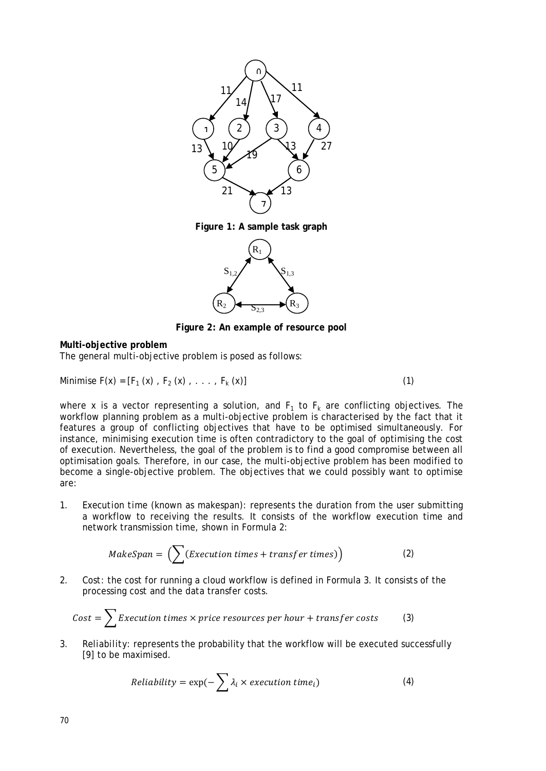**Figure 1: A sample task graph**

**Figure 2: An example of resource pool**

**Multi-objective problem**

The general multi-objective problem is posed as follows:

$$\text{Minimise } F(x) = [F_1(x), F_2(x), \ldots, F_k(x)] \tag{1}$$

where x is a vector representing a solution, and $F_1$ to $F_k$ are conflicting objectives. The workflow planning problem as a multi-objective problem is characterised by the fact that it features a group of conflicting objectives that have to be optimised simultaneously. For instance, minimising execution time is often contradictory to the goal of optimising the cost of execution. Nevertheless, the goal of the problem is to find a good compromise between all optimisation goals. Therefore, in our case, the multi-objective problem has been modified to become a single-objective problem. The objectives that we could possibly want to optimise are:

1. *Execution time* (known as makespan): represents the duration from the user submitting a workflow to receiving the results. It consists of the workflow execution time and network transmission time, shown in Formula 2:

$$MakeSpan = \left(\sum (Execution\ times + transfer\ times)\right) \tag{2}$$

2. Cost: the cost for running a cloud workflow is defined in Formula 3. It consists of the processing cost and the data transfer costs.

$$Cost = \sum Execution\ times \times price\ resources\ per\ hour + transfer\ costs \tag{3}$$

3. Reliability: represents the probability that the workflow will be executed successfully [9] to be maximised.

$$Reliability = \exp\left(-\sum \lambda_i \times execution\ time_i\right) \tag{4}$$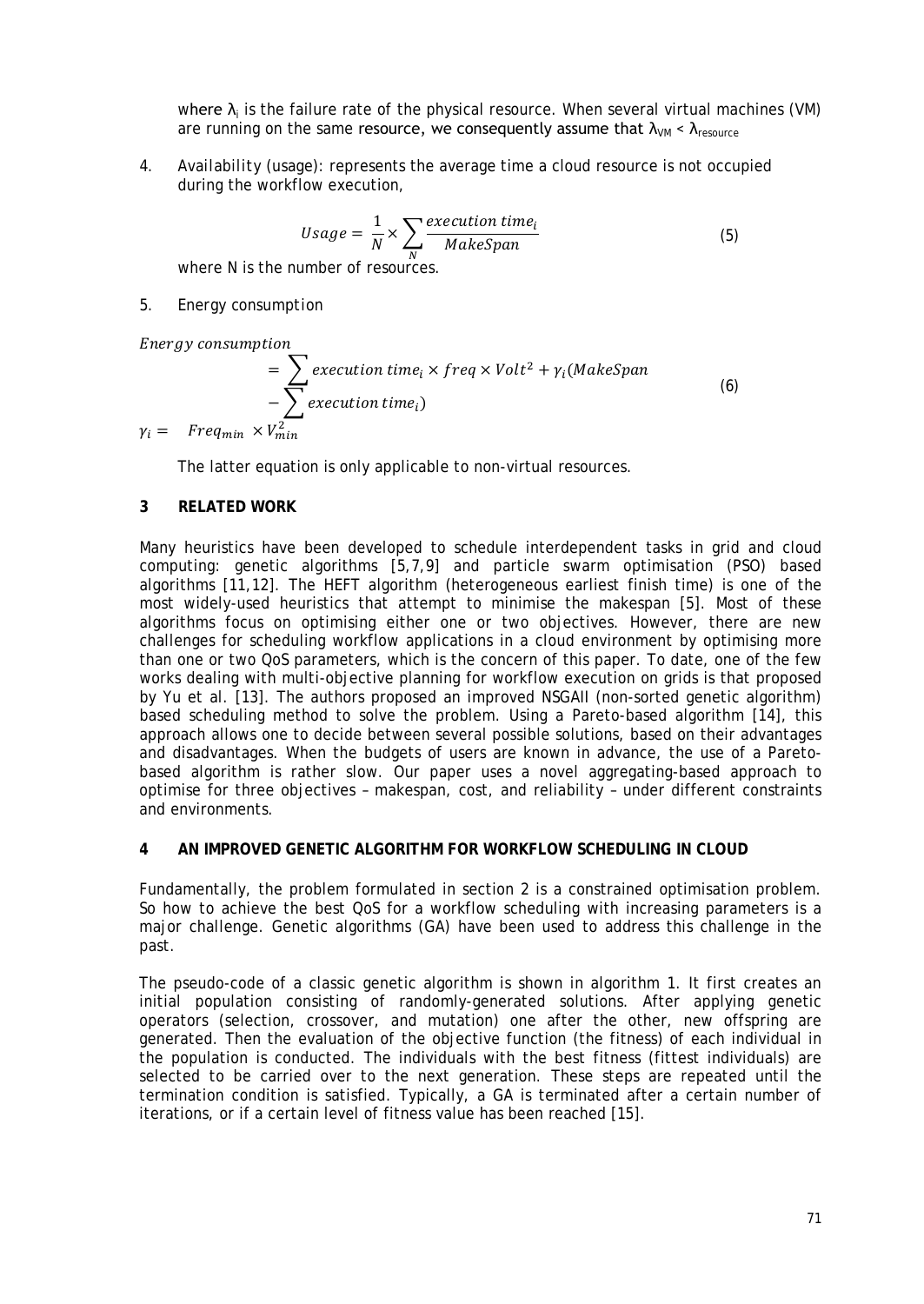where $\lambda_i$ is the failure rate of the physical resource. When several virtual machines (VM) are running on the same resource, we consequently assume that $\lambda_{VM} < \lambda_{resource}$

4. *Availability (usage)*: represents the average time a cloud resource is not occupied during the workflow execution,

$$Usage = \frac{1}{N} \times \sum_{N} \frac{execution\ time_i}{MakeSpan} \tag{5}$$

where N is the number of resources.

5. *Energy consumption*

$$\begin{aligned} Energy\ consumption &= \sum execution\ time_i \times freq \times Volt^2 + \gamma_i (MakeSpan \\ &- \sum execution\ time_i) \end{aligned} \tag{6}$$

$$\gamma_i = \quad Freq_{min} \times V_{min}^2$$

The latter equation is only applicable to non-virtual resources.

## 3 RELATED WORK

Many heuristics have been developed to schedule interdependent tasks in grid and cloud computing: genetic algorithms [5,7,9] and particle swarm optimisation (PSO) based algorithms [11,12]. The HEFT algorithm (heterogeneous earliest finish time) is one of the most widely-used heuristics that attempt to minimise the makespan [5]. Most of these algorithms focus on optimising either one or two objectives. However, there are new challenges for scheduling workflow applications in a cloud environment by optimising more than one or two QoS parameters, which is the concern of this paper. To date, one of the few works dealing with multi-objective planning for workflow execution on grids is that proposed by Yu et al. [13]. The authors proposed an improved NSGAII (non-sorted genetic algorithm) based scheduling method to solve the problem. Using a Pareto-based algorithm [14], this approach allows one to decide between several possible solutions, based on their advantages and disadvantages. When the budgets of users are known in advance, the use of a Pareto-based algorithm is rather slow. Our paper uses a novel aggregating-based approach to optimise for three objectives – makespan, cost, and reliability – under different constraints and environments.

## 4 AN IMPROVED GENETIC ALGORITHM FOR WORKFLOW SCHEDULING IN CLOUD

Fundamentally, the problem formulated in section 2 is a constrained optimisation problem. So how to achieve the best QoS for a workflow scheduling with increasing parameters is a major challenge. Genetic algorithms (GA) have been used to address this challenge in the past.

The pseudo-code of a classic genetic algorithm is shown in algorithm 1. It first creates an initial population consisting of randomly-generated solutions. After applying genetic operators (selection, crossover, and mutation) one after the other, new offspring are generated. Then the evaluation of the objective function (the fitness) of each individual in the population is conducted. The individuals with the best fitness (fittest individuals) are selected to be carried over to the next generation. These steps are repeated until the termination condition is satisfied. Typically, a GA is terminated after a certain number of iterations, or if a certain level of fitness value has been reached [15].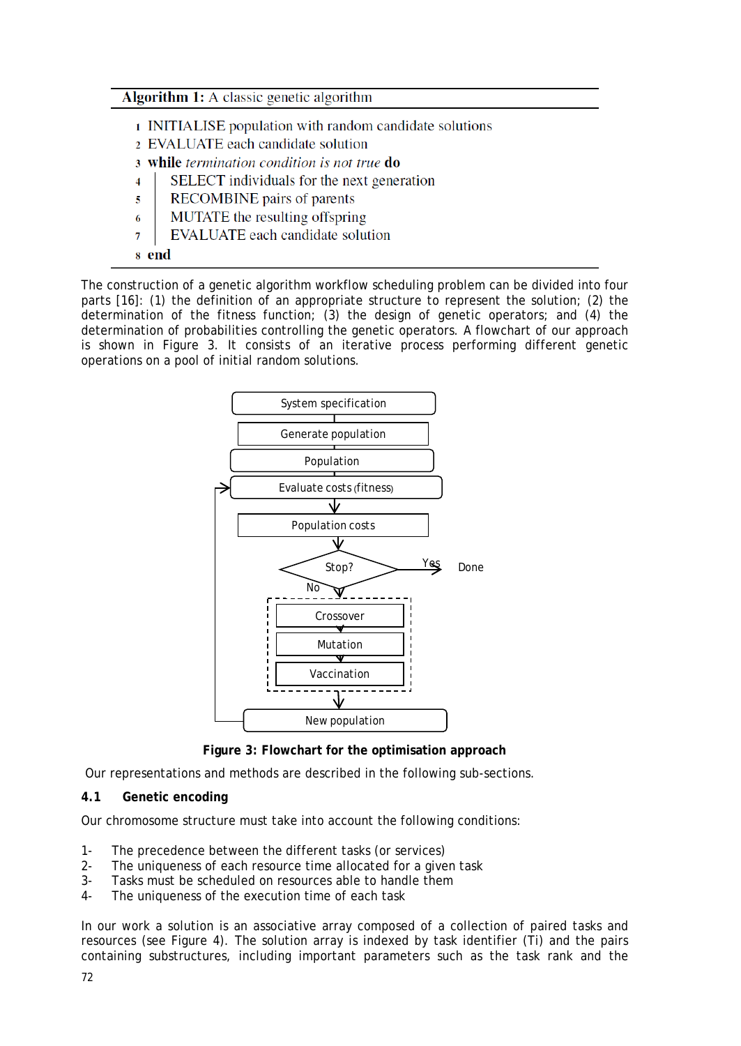**Algorithm 1:** A classic genetic algorithm

```
1 INITIALISE population with random candidate solutions
2 EVALUATE each candidate solution
3 while termination condition is not true do
4     SELECT individuals for the next generation
5     RECOMBINE pairs of parents
6     MUTATE the resulting offspring
7     EVALUATE each candidate solution
8 end
```

The construction of a genetic algorithm workflow scheduling problem can be divided into four parts [16]: (1) the definition of an appropriate structure to represent the solution; (2) the determination of the fitness function; (3) the design of genetic operators; and (4) the determination of probabilities controlling the genetic operators. A flowchart of our approach is shown in Figure 3. It consists of an iterative process performing different genetic operations on a pool of initial random solutions.

**Figure 3: Flowchart for the optimisation approach**

Our representations and methods are described in the following sub-sections.

### 4.1 Genetic encoding

Our chromosome structure must take into account the following conditions:

1- The precedence between the different tasks (or services)
2- The uniqueness of each resource time allocated for a given task
3- Tasks must be scheduled on resources able to handle them
4- The uniqueness of the execution time of each task

In our work a solution is an associative array composed of a collection of paired tasks and resources (see Figure 4). The solution array is indexed by task identifier (Ti) and the pairs containing substructures, including important parameters such as the task rank and the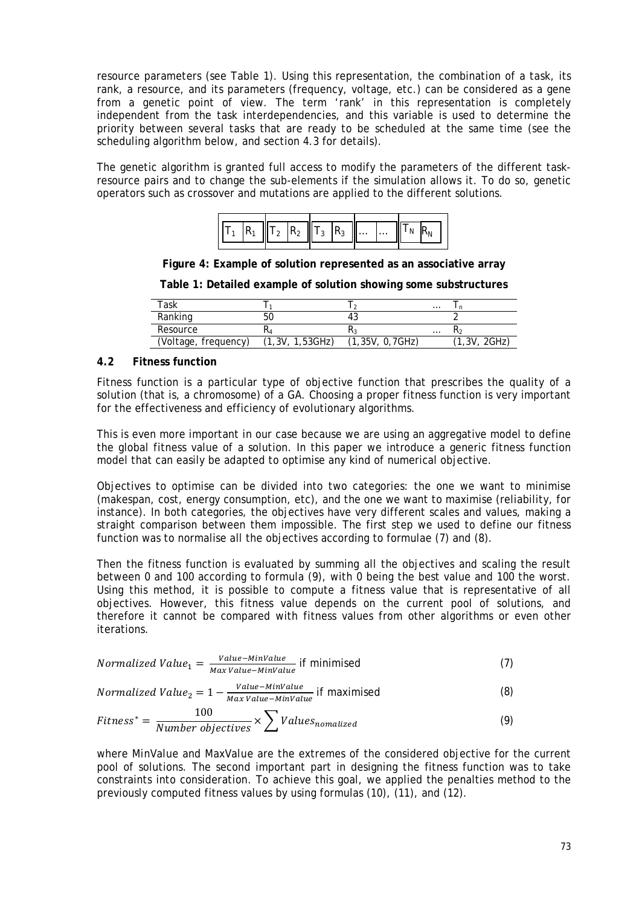resource parameters (see Table 1). Using this representation, the combination of a task, its rank, a resource, and its parameters (frequency, voltage, etc.) can be considered as a gene from a genetic point of view. The term 'rank' in this representation is completely independent from the task interdependencies, and this variable is used to determine the priority between several tasks that are ready to be scheduled at the same time (see the scheduling algorithm below, and section 4.3 for details).

The genetic algorithm is granted full access to modify the parameters of the different task-resource pairs and to change the sub-elements if the simulation allows it. To do so, genetic operators such as crossover and mutations are applied to the different solutions.

| $T_1$ | $R_1$ | $T_2$ | $R_2$ | $T_3$ | $R_3$ | … | … | $T_N$ | $R_N$ |
|---|---|---|---|---|---|---|---|---|---|

**Figure 4: Example of solution represented as an associative array**

**Table 1: Detailed example of solution showing some substructures**

| Task | $T_1$ | $T_2$ | … | $T_n$ |
|---|---|---|---|---|
| Ranking | 50 | 43 | | 2 |
| Resource | $R_4$ | $R_3$ | … | $R_2$ |
| (Voltage, frequency) | (1,3V, 1,53GHz) | (1,35V, 0,7GHz) | | (1,3V, 2GHz) |

### 4.2 Fitness function

Fitness function is a particular type of objective function that prescribes the quality of a solution (that is, a chromosome) of a GA. Choosing a proper fitness function is very important for the effectiveness and efficiency of evolutionary algorithms.

This is even more important in our case because we are using an aggregative model to define the global fitness value of a solution. In this paper we introduce a generic fitness function model that can easily be adapted to optimise any kind of numerical objective.

Objectives to optimise can be divided into two categories: the one we want to minimise (makespan, cost, energy consumption, etc), and the one we want to maximise (reliability, for instance). In both categories, the objectives have very different scales and values, making a straight comparison between them impossible. The first step we used to define our fitness function was to normalise all the objectives according to formulae (7) and (8).

Then the fitness function is evaluated by summing all the objectives and scaling the result between 0 and 100 according to formula (9), with 0 being the best value and 100 the worst. Using this method, it is possible to compute a fitness value that is representative of all objectives. However, this fitness value depends on the current pool of solutions, and therefore it cannot be compared with fitness values from other algorithms or even other iterations.

$$Normalized\ Value_1 = \frac{Value - MinValue}{Max\,Value - MinValue} \text{ if minimised} \tag{7}$$

$$Normalized\ Value_2 = 1 - \frac{Value - MinValue}{Max\,Value - MinValue} \text{ if maximised} \tag{8}$$

$$Fitness^* = \frac{100}{Number\ objectives} \times \sum Values_{nomalized} \tag{9}$$

where MinValue and MaxValue are the extremes of the considered objective for the current pool of solutions. The second important part in designing the fitness function was to take constraints into consideration. To achieve this goal, we applied the penalties method to the previously computed fitness values by using formulas (10), (11), and (12).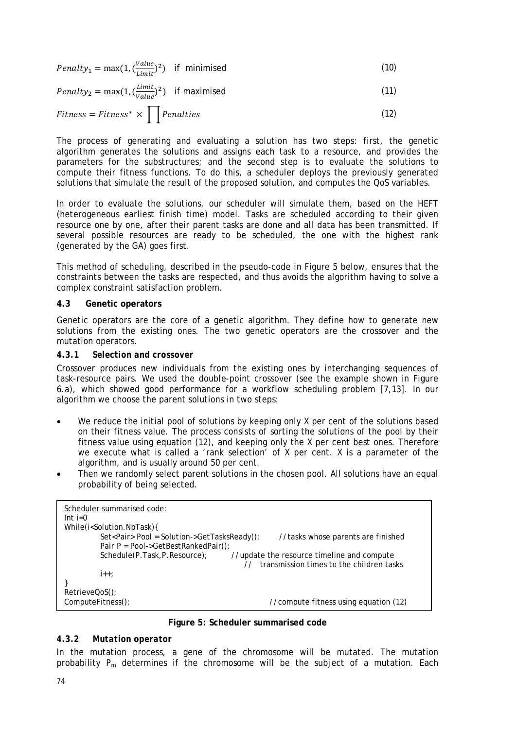$$Penalty_1 = \max(1, (\frac{Value}{Limit})^2) \quad \text{if minimised} \tag{10}$$

$$Penalty_2 = \max(1, (\frac{Limit}{Value})^2) \quad \text{if maximised} \tag{11}$$

$$Fitness = Fitness^* \times \prod Penalties \tag{12}$$

The process of generating and evaluating a solution has two steps: first, the genetic algorithm generates the solutions and assigns each task to a resource, and provides the parameters for the substructures; and the second step is to evaluate the solutions to compute their fitness functions. To do this, a scheduler deploys the previously generated solutions that simulate the result of the proposed solution, and computes the QoS variables.

In order to evaluate the solutions, our scheduler will simulate them, based on the HEFT (heterogeneous earliest finish time) model. Tasks are scheduled according to their given resource one by one, after their parent tasks are done and all data has been transmitted. If several possible resources are ready to be scheduled, the one with the highest rank (generated by the GA) goes first.

This method of scheduling, described in the pseudo-code in Figure 5 below, ensures that the constraints between the tasks are respected, and thus avoids the algorithm having to solve a complex constraint satisfaction problem.

### 4.3 Genetic operators

Genetic operators are the core of a genetic algorithm. They define how to generate new solutions from the existing ones. The two genetic operators are the crossover and the mutation operators.

#### *4.3.1 Selection and crossover*

Crossover produces new individuals from the existing ones by interchanging sequences of task-resource pairs. We used the double-point crossover (see the example shown in Figure 6.a), which showed good performance for a workflow scheduling problem [7,13]. In our algorithm we choose the parent solutions in two steps:

- We reduce the initial pool of solutions by keeping only X per cent of the solutions based on their fitness value. The process consists of sorting the solutions of the pool by their fitness value using equation (12), and keeping only the X per cent best ones. Therefore we execute what is called a 'rank selection' of X per cent. X is a parameter of the algorithm, and is usually around 50 per cent.
- Then we randomly select parent solutions in the chosen pool. All solutions have an equal probability of being selected.

```
Scheduler summarised code:
Int i=0
While(i<Solution.NbTask){
        Set<Pair> Pool = Solution->GetTasksReady();      //tasks whose parents are finished
        Pair P = Pool->GetBestRankedPair();
        Schedule(P.Task,P.Resource);      //update the resource timeline and compute
                                          //  transmission times to the children tasks
        i++;
}
RetrieveQoS();
ComputeFitness();                                    //compute fitness using equation (12)
```

**Figure 5: Scheduler summarised code**

#### *4.3.2 Mutation operator*

In the mutation process, a gene of the chromosome will be mutated. The mutation probability $P_m$ determines if the chromosome will be the subject of a mutation. Each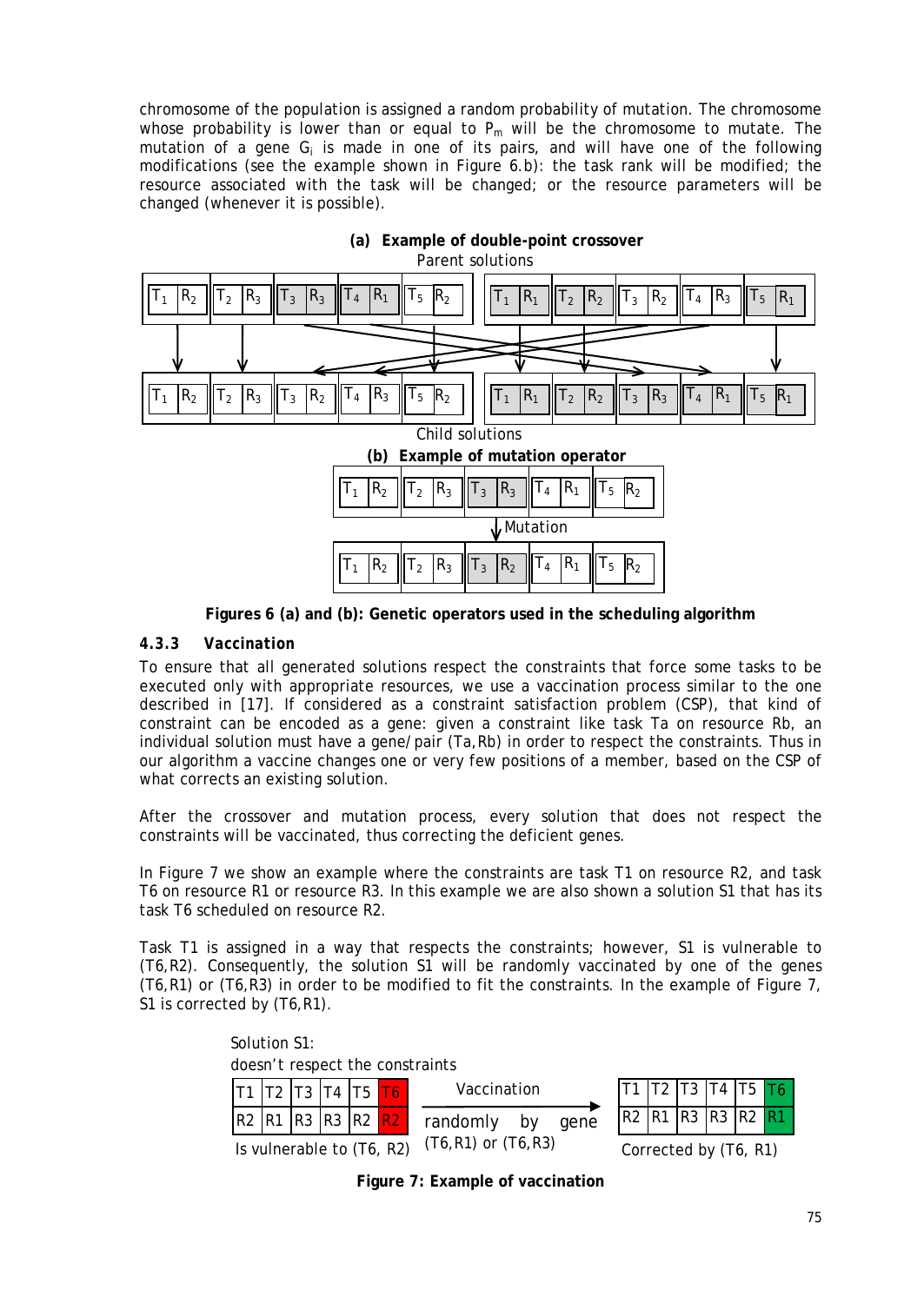chromosome of the population is assigned a random probability of mutation. The chromosome whose probability is lower than or equal to $P_m$ will be the chromosome to mutate. The mutation of a gene $G_i$ is made in one of its pairs, and will have one of the following modifications (see the example shown in Figure 6.b): the task rank will be modified; the resource associated with the task will be changed; or the resource parameters will be changed (whenever it is possible).

**(a) Example of double-point crossover**

Parent solutions

| $T_1$ $R_2$ | $T_2$ $R_3$ | $T_3$ $R_3$ | $T_4$ $R_1$ | $T_5$ $R_2$ |
|---|---|---|---|---|

| $T_1$ $R_1$ | $T_2$ $R_2$ | $T_3$ $R_2$ | $T_4$ $R_3$ | $T_5$ $R_1$ |
|---|---|---|---|---|

Child solutions

| $T_1$ $R_2$ | $T_2$ $R_3$ | $T_3$ $R_2$ | $T_4$ $R_3$ | $T_5$ $R_2$ |
|---|---|---|---|---|

| $T_1$ $R_1$ | $T_2$ $R_2$ | $T_3$ $R_3$ | $T_4$ $R_1$ | $T_5$ $R_1$ |
|---|---|---|---|---|

**(b) Example of mutation operator**

| $T_1$ $R_2$ | $T_2$ $R_3$ | $T_3$ $R_3$ | $T_4$ $R_1$ | $T_5$ $R_2$ |
|---|---|---|---|---|

Mutation

| $T_1$ $R_2$ | $T_2$ $R_3$ | $T_3$ $R_2$ | $T_4$ $R_1$ | $T_5$ $R_2$ |
|---|---|---|---|---|

**Figures 6 (a) and (b): Genetic operators used in the scheduling algorithm**

### 4.3.3 *Vaccination*

To ensure that all generated solutions respect the constraints that force some tasks to be executed only with appropriate resources, we use a vaccination process similar to the one described in [17]. If considered as a constraint satisfaction problem (CSP), that kind of constraint can be encoded as a gene: given a constraint like task Ta on resource Rb, an individual solution must have a gene/pair (Ta,Rb) in order to respect the constraints. Thus in our algorithm a vaccine changes one or very few positions of a member, based on the CSP of what corrects an existing solution.

After the crossover and mutation process, every solution that does not respect the constraints will be vaccinated, thus correcting the deficient genes.

In Figure 7 we show an example where the constraints are task T1 on resource R2, and task T6 on resource R1 or resource R3. In this example we are also shown a solution S1 that has its task T6 scheduled on resource R2.

Task T1 is assigned in a way that respects the constraints; however, S1 is vulnerable to (T6,R2). Consequently, the solution S1 will be randomly vaccinated by one of the genes (T6,R1) or (T6,R3) in order to be modified to fit the constraints. In the example of Figure 7, S1 is corrected by (T6,R1).

Solution S1:
doesn't respect the constraints

| T1 | T2 | T3 | T4 | T5 | T6 |
|---|---|---|---|---|---|
| R2 | R1 | R3 | R3 | R2 | R2 |

Is vulnerable to (T6, R2)

Vaccination → randomly by gene (T6,R1) or (T6,R3)

| T1 | T2 | T3 | T4 | T5 | T6 |
|---|---|---|---|---|---|
| R2 | R1 | R3 | R3 | R2 | R1 |

Corrected by (T6, R1)

**Figure 7: Example of vaccination**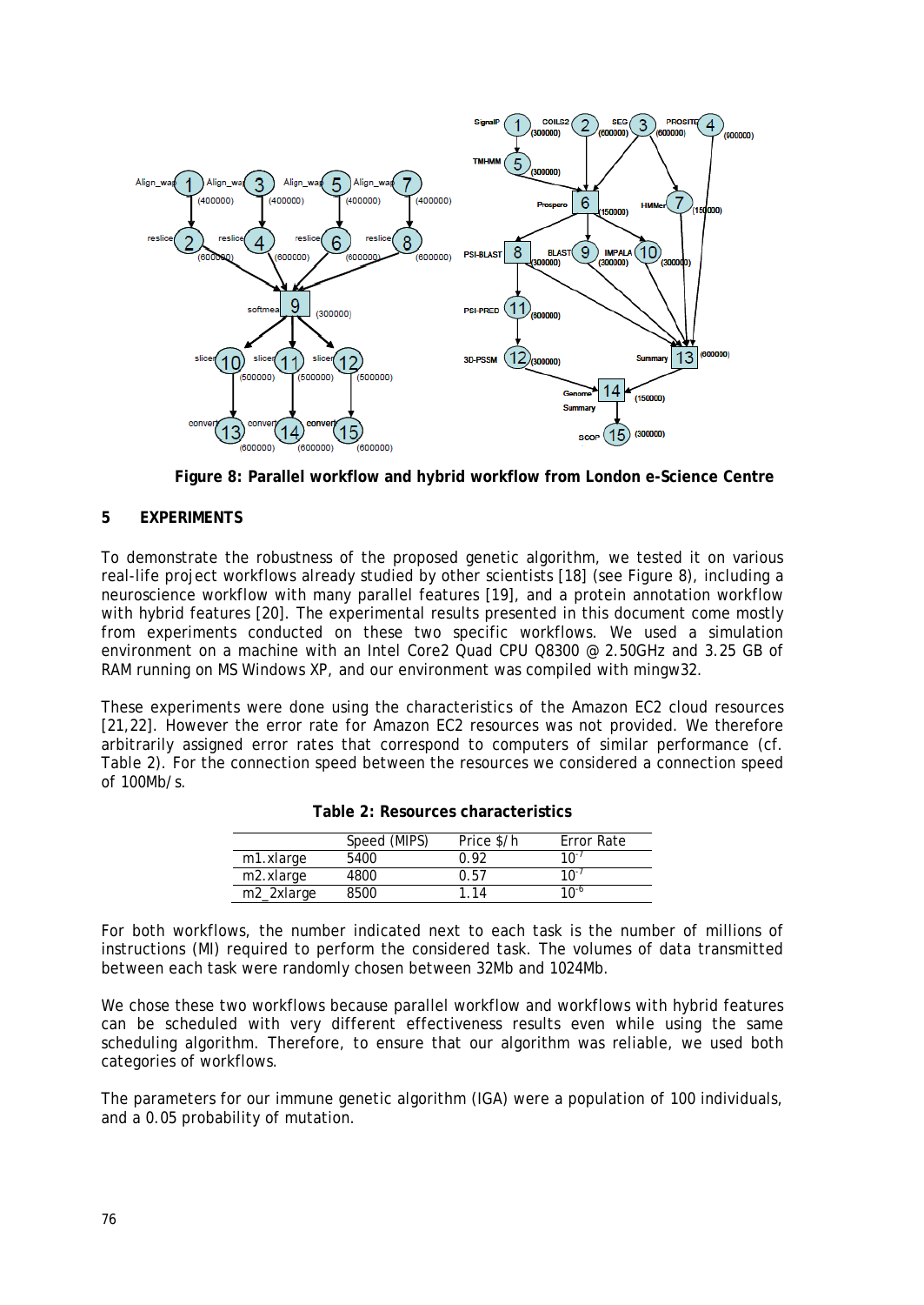Figure 8: Parallel workflow and hybrid workflow from London e-Science Centre

## 5 EXPERIMENTS

To demonstrate the robustness of the proposed genetic algorithm, we tested it on various real-life project workflows already studied by other scientists [18] (see Figure 8), including a neuroscience workflow with many parallel features [19], and a protein annotation workflow with hybrid features [20]. The experimental results presented in this document come mostly from experiments conducted on these two specific workflows. We used a simulation environment on a machine with an Intel Core2 Quad CPU Q8300 @ 2.50GHz and 3.25 GB of RAM running on MS Windows XP, and our environment was compiled with mingw32.

These experiments were done using the characteristics of the Amazon EC2 cloud resources [21,22]. However the error rate for Amazon EC2 resources was not provided. We therefore arbitrarily assigned error rates that correspond to computers of similar performance (cf. Table 2). For the connection speed between the resources we considered a connection speed of 100Mb/s.

**Table 2: Resources characteristics**

| | Speed (MIPS) | Price $/h | Error Rate |
|---|---|---|---|
| m1.xlarge | 5400 | 0.92 | $10^{-7}$ |
| m2.xlarge | 4800 | 0.57 | $10^{-7}$ |
| m2_2xlarge | 8500 | 1.14 | $10^{-6}$ |

For both workflows, the number indicated next to each task is the number of millions of instructions (MI) required to perform the considered task. The volumes of data transmitted between each task were randomly chosen between 32Mb and 1024Mb.

We chose these two workflows because parallel workflow and workflows with hybrid features can be scheduled with very different effectiveness results even while using the same scheduling algorithm. Therefore, to ensure that our algorithm was reliable, we used both categories of workflows.

The parameters for our immune genetic algorithm (IGA) were a population of 100 individuals, and a 0.05 probability of mutation.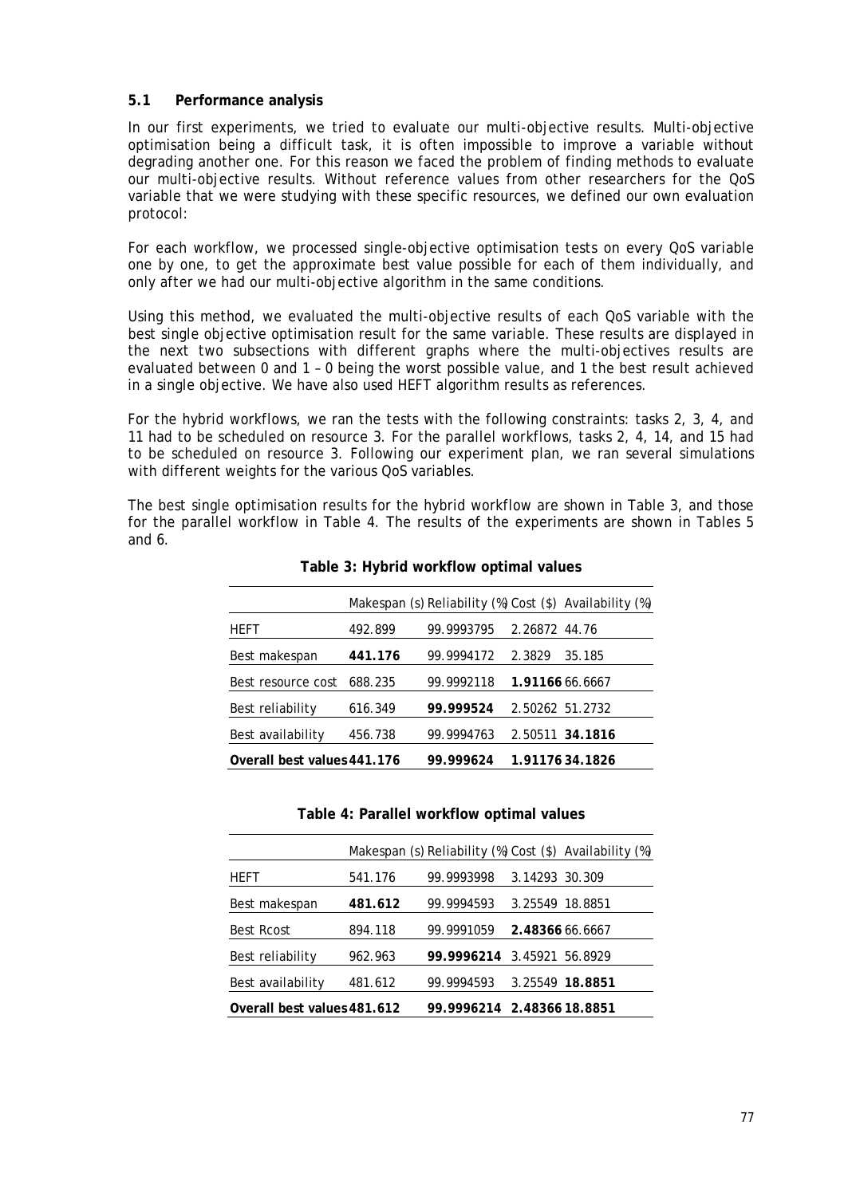### 5.1 Performance analysis

In our first experiments, we tried to evaluate our multi-objective results. Multi-objective optimisation being a difficult task, it is often impossible to improve a variable without degrading another one. For this reason we faced the problem of finding methods to evaluate our multi-objective results. Without reference values from other researchers for the QoS variable that we were studying with these specific resources, we defined our own evaluation protocol:

For each workflow, we processed single-objective optimisation tests on every QoS variable one by one, to get the approximate best value possible for each of them individually, and only after we had our multi-objective algorithm in the same conditions.

Using this method, we evaluated the multi-objective results of each QoS variable with the best single objective optimisation result for the same variable. These results are displayed in the next two subsections with different graphs where the multi-objectives results are evaluated between 0 and 1 – 0 being the worst possible value, and 1 the best result achieved in a single objective. We have also used HEFT algorithm results as references.

For the hybrid workflows, we ran the tests with the following constraints: tasks 2, 3, 4, and 11 had to be scheduled on resource 3. For the parallel workflows, tasks 2, 4, 14, and 15 had to be scheduled on resource 3. Following our experiment plan, we ran several simulations with different weights for the various QoS variables.

The best single optimisation results for the hybrid workflow are shown in Table 3, and those for the parallel workflow in Table 4. The results of the experiments are shown in Tables 5 and 6.

**Table 3: Hybrid workflow optimal values**

| | Makespan (s) | Reliability (%) | Cost ($) | Availability (%) |
|---|---|---|---|---|
| HEFT | 492.899 | 99.9993795 | 2.26872 | 44.76 |
| Best makespan | **441.176** | 99.9994172 | 2.3829 | 35.185 |
| Best resource cost | 688.235 | 99.9992118 | **1.91166** | 66.6667 |
| Best reliability | 616.349 | **99.999524** | 2.50262 | 51.2732 |
| Best availability | 456.738 | 99.9994763 | 2.50511 | **34.1816** |
| **Overall best values** | **441.176** | **99.999624** | **1.91176** | **34.1826** |

**Table 4: Parallel workflow optimal values**

| | Makespan (s) | Reliability (%) | Cost ($) | Availability (%) |
|---|---|---|---|---|
| HEFT | 541.176 | 99.9993998 | 3.14293 | 30.309 |
| Best makespan | **481.612** | 99.9994593 | 3.25549 | 18.8851 |
| Best Rcost | 894.118 | 99.9991059 | **2.48366** | 66.6667 |
| Best reliability | 962.963 | **99.9996214** | 3.45921 | 56.8929 |
| Best availability | 481.612 | 99.9994593 | 3.25549 | **18.8851** |
| **Overall best values** | **481.612** | **99.9996214** | **2.48366** | **18.8851** |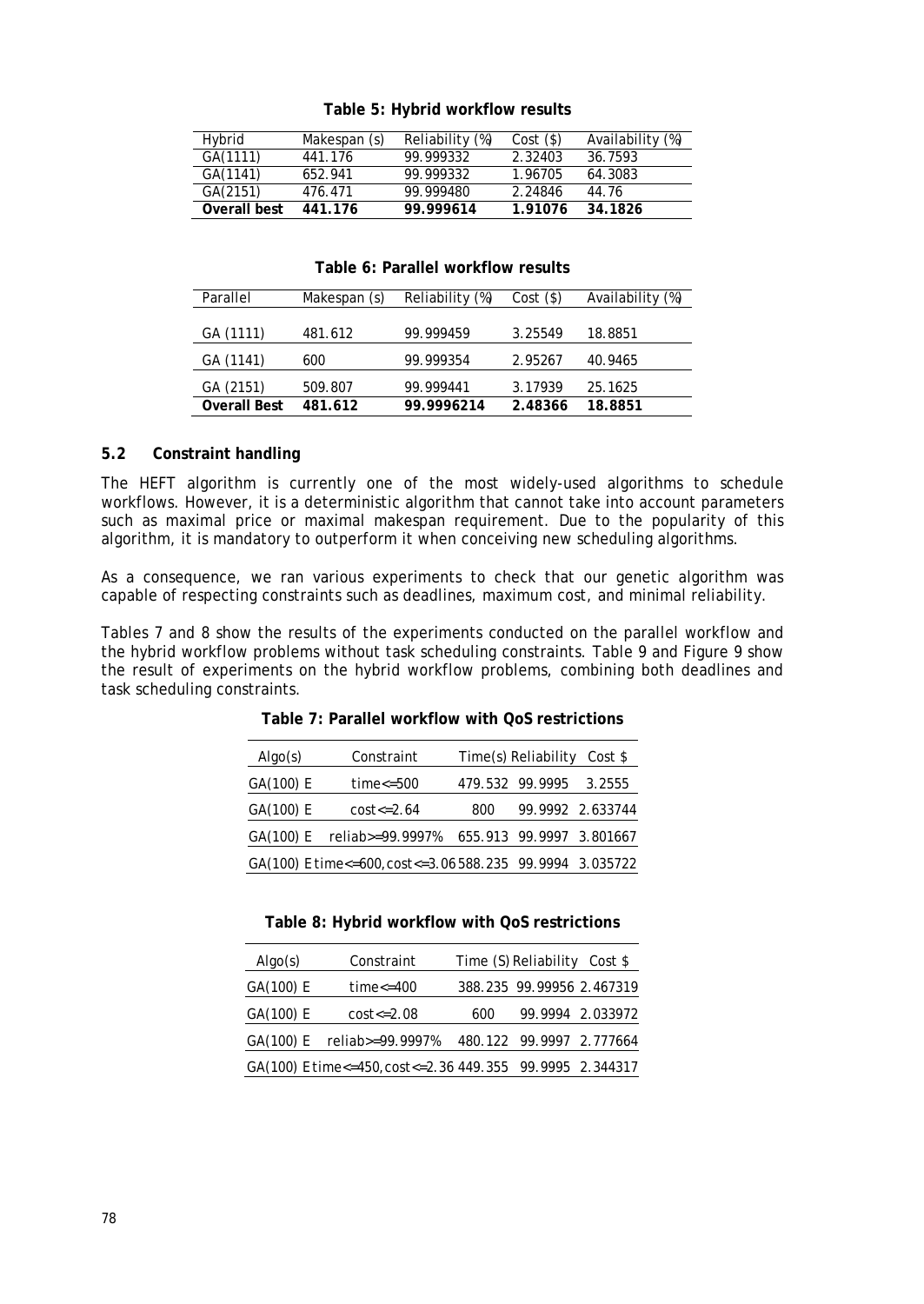**Table 5: Hybrid workflow results**

| Hybrid | Makespan (s) | Reliability (%) | Cost ($) | Availability (%) |
|---|---|---|---|---|
| GA(1111) | 441.176 | 99.999332 | 2.32403 | 36.7593 |
| GA(1141) | 652.941 | 99.999332 | 1.96705 | 64.3083 |
| GA(2151) | 476.471 | 99.999480 | 2.24846 | 44.76 |
| **Overall best** | **441.176** | **99.999614** | **1.91076** | **34.1826** |

**Table 6: Parallel workflow results**

| Parallel | Makespan (s) | Reliability (%) | Cost ($) | Availability (%) |
|---|---|---|---|---|
| GA (1111) | 481.612 | 99.999459 | 3.25549 | 18.8851 |
| GA (1141) | 600 | 99.999354 | 2.95267 | 40.9465 |
| GA (2151) | 509.807 | 99.999441 | 3.17939 | 25.1625 |
| **Overall Best** | **481.612** | **99.9996214** | **2.48366** | **18.8851** |

## 5.2 Constraint handling

The HEFT algorithm is currently one of the most widely-used algorithms to schedule workflows. However, it is a deterministic algorithm that cannot take into account parameters such as maximal price or maximal makespan requirement. Due to the popularity of this algorithm, it is mandatory to outperform it when conceiving new scheduling algorithms.

As a consequence, we ran various experiments to check that our genetic algorithm was capable of respecting constraints such as deadlines, maximum cost, and minimal reliability.

Tables 7 and 8 show the results of the experiments conducted on the parallel workflow and the hybrid workflow problems without task scheduling constraints. Table 9 and Figure 9 show the result of experiments on the hybrid workflow problems, combining both deadlines and task scheduling constraints.

**Table 7: Parallel workflow with QoS restrictions**

| Algo(s) | Constraint | Time(s) | Reliability | Cost $ |
|---|---|---|---|---|
| GA(100) E | time<=500 | 479.532 | 99.9995 | 3.2555 |
| GA(100) E | cost<=2.64 | 800 | 99.9992 | 2.633744 |
| GA(100) E | reliab>=99.9997% | 655.913 | 99.9997 | 3.801667 |
| GA(100) E | time<=600, cost<=3.06 | 588.235 | 99.9994 | 3.035722 |

**Table 8: Hybrid workflow with QoS restrictions**

| Algo(s) | Constraint | Time (S) | Reliability | Cost $ |
|---|---|---|---|---|
| GA(100) E | time<=400 | 388.235 | 99.99956 | 2.467319 |
| GA(100) E | cost<=2.08 | 600 | 99.9994 | 2.033972 |
| GA(100) E | reliab>=99.9997% | 480.122 | 99.9997 | 2.777664 |
| GA(100) E | time<=450, cost<=2.36 | 449.355 | 99.9995 | 2.344317 |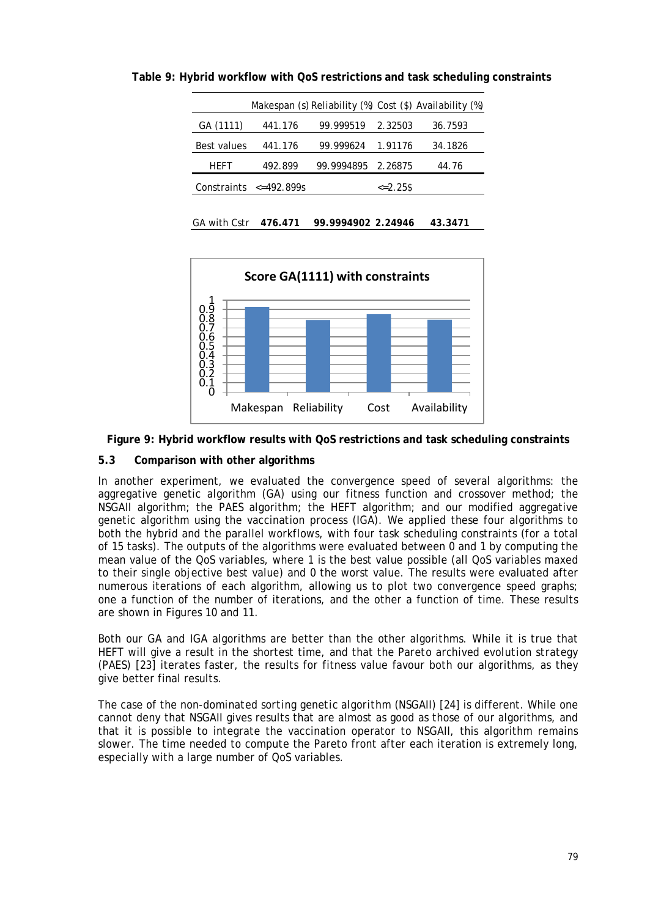**Table 9: Hybrid workflow with QoS restrictions and task scheduling constraints**

| | Makespan (s) | Reliability (%) | Cost ($) | Availability (%) |
|---|---|---|---|---|
| GA (1111) | 441.176 | 99.999519 | 2.32503 | 36.7593 |
| Best values | 441.176 | 99.999624 | 1.91176 | 34.1826 |
| HEFT | 492.899 | 99.9994895 | 2.26875 | 44.76 |
| Constraints | <=492.899s | | <=2.25$ | |
| GA with Cstr | **476.471** | **99.9994902** | **2.24946** | **43.3471** |

**Figure 9: Hybrid workflow results with QoS restrictions and task scheduling constraints**

## 5.3 Comparison with other algorithms

In another experiment, we evaluated the convergence speed of several algorithms: the aggregative genetic algorithm (GA) using our fitness function and crossover method; the NSGAII algorithm; the PAES algorithm; the HEFT algorithm; and our modified aggregative genetic algorithm using the vaccination process (IGA). We applied these four algorithms to both the hybrid and the parallel workflows, with four task scheduling constraints (for a total of 15 tasks). The outputs of the algorithms were evaluated between 0 and 1 by computing the mean value of the QoS variables, where 1 is the best value possible (all QoS variables maxed to their single objective best value) and 0 the worst value. The results were evaluated after numerous iterations of each algorithm, allowing us to plot two convergence speed graphs; one a function of the number of iterations, and the other a function of time. These results are shown in Figures 10 and 11.

Both our GA and IGA algorithms are better than the other algorithms. While it is true that HEFT will give a result in the shortest time, and that the Pareto archived evolution strategy (PAES) [23] iterates faster, the results for fitness value favour both our algorithms, as they give better final results.

The case of the non-dominated sorting genetic algorithm (NSGAII) [24] is different. While one cannot deny that NSGAII gives results that are almost as good as those of our algorithms, and that it is possible to integrate the vaccination operator to NSGAII, this algorithm remains slower. The time needed to compute the Pareto front after each iteration is extremely long, especially with a large number of QoS variables.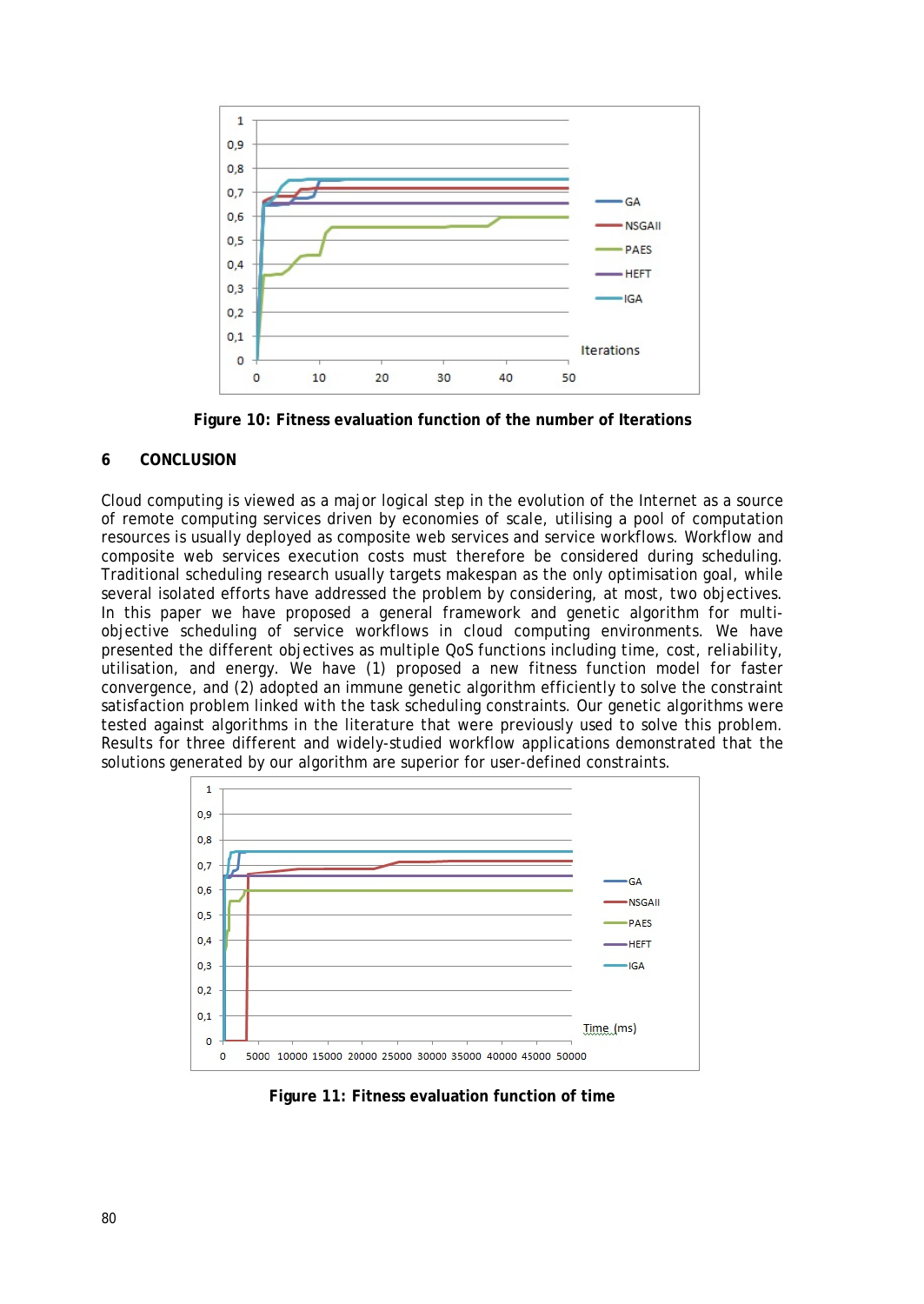Figure 10: Fitness evaluation function of the number of Iterations

## 6 CONCLUSION

Cloud computing is viewed as a major logical step in the evolution of the Internet as a source of remote computing services driven by economies of scale, utilising a pool of computation resources is usually deployed as composite web services and service workflows. Workflow and composite web services execution costs must therefore be considered during scheduling. Traditional scheduling research usually targets makespan as the only optimisation goal, while several isolated efforts have addressed the problem by considering, at most, two objectives. In this paper we have proposed a general framework and genetic algorithm for multi-objective scheduling of service workflows in cloud computing environments. We have presented the different objectives as multiple QoS functions including time, cost, reliability, utilisation, and energy. We have (1) proposed a new fitness function model for faster convergence, and (2) adopted an immune genetic algorithm efficiently to solve the constraint satisfaction problem linked with the task scheduling constraints. Our genetic algorithms were tested against algorithms in the literature that were previously used to solve this problem. Results for three different and widely-studied workflow applications demonstrated that the solutions generated by our algorithm are superior for user-defined constraints.

Figure 11: Fitness evaluation function of time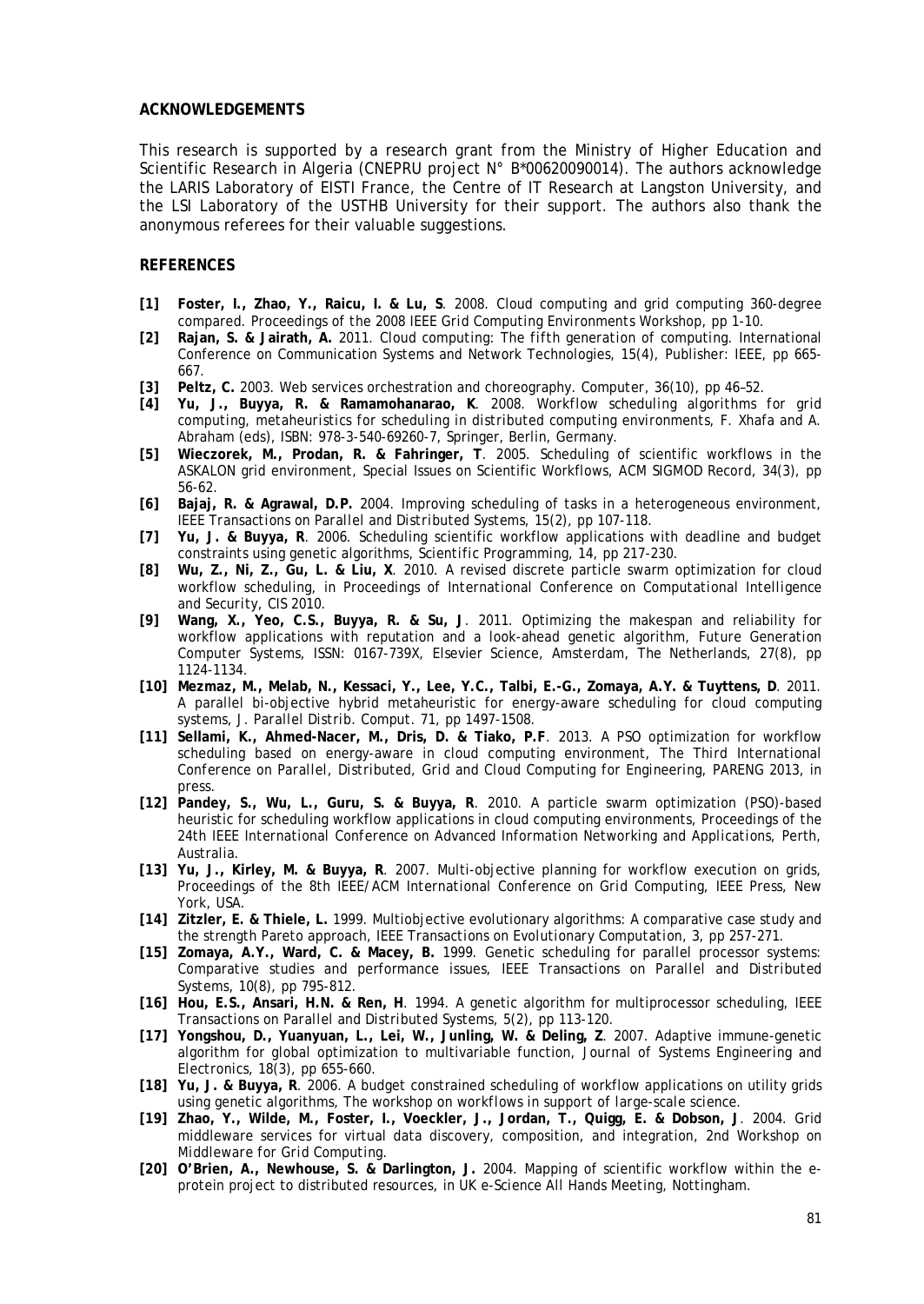## ACKNOWLEDGEMENTS

This research is supported by a research grant from the Ministry of Higher Education and Scientific Research in Algeria (CNEPRU project N° B*00620090014). The authors acknowledge the LARIS Laboratory of EISTI France, the Centre of IT Research at Langston University, and the LSI Laboratory of the USTHB University for their support. The authors also thank the anonymous referees for their valuable suggestions.

## REFERENCES

- **[1] Foster, I., Zhao, Y., Raicu, I. & Lu, S**. 2008. Cloud computing and grid computing 360-degree compared. Proceedings of the 2008 IEEE Grid Computing Environments Workshop, pp 1-10.
- **[2] Rajan, S. & Jairath, A.** 2011. Cloud computing: The fifth generation of computing. International Conference on Communication Systems and Network Technologies, 15(4), Publisher: IEEE, pp 665-667.
- **[3] Peltz, C.** 2003. Web services orchestration and choreography. Computer, 36(10), pp 46–52.
- **[4] Yu, J., Buyya, R. & Ramamohanarao, K**. 2008. Workflow scheduling algorithms for grid computing, metaheuristics for scheduling in distributed computing environments, F. Xhafa and A. Abraham (eds), ISBN: 978-3-540-69260-7, Springer, Berlin, Germany.
- **[5] Wieczorek, M., Prodan, R. & Fahringer, T**. 2005. Scheduling of scientific workflows in the ASKALON grid environment, Special Issues on Scientific Workflows, ACM SIGMOD Record, 34(3), pp 56-62.
- **[6] Bajaj, R. & Agrawal, D.P.** 2004. Improving scheduling of tasks in a heterogeneous environment, IEEE Transactions on Parallel and Distributed Systems, 15(2), pp 107-118.
- **[7] Yu, J. & Buyya, R**. 2006. Scheduling scientific workflow applications with deadline and budget constraints using genetic algorithms, Scientific Programming, 14, pp 217-230.
- **[8] Wu, Z., Ni, Z., Gu, L. & Liu, X**. 2010. A revised discrete particle swarm optimization for cloud workflow scheduling, in Proceedings of International Conference on Computational Intelligence and Security, CIS 2010.
- **[9] Wang, X., Yeo, C.S., Buyya, R. & Su, J**. 2011. Optimizing the makespan and reliability for workflow applications with reputation and a look-ahead genetic algorithm, Future Generation Computer Systems, ISSN: 0167-739X, Elsevier Science, Amsterdam, The Netherlands, 27(8), pp 1124-1134.
- **[10] Mezmaz, M., Melab, N., Kessaci, Y., Lee, Y.C., Talbi, E.-G., Zomaya, A.Y. & Tuyttens, D**. 2011. A parallel bi-objective hybrid metaheuristic for energy-aware scheduling for cloud computing systems, J. Parallel Distrib. Comput. 71, pp 1497-1508.
- **[11] Sellami, K., Ahmed-Nacer, M., Dris, D. & Tiako, P.F**. 2013. A PSO optimization for workflow scheduling based on energy-aware in cloud computing environment, The Third International Conference on Parallel, Distributed, Grid and Cloud Computing for Engineering, PARENG 2013, in press.
- **[12] Pandey, S., Wu, L., Guru, S. & Buyya, R**. 2010. A particle swarm optimization (PSO)-based heuristic for scheduling workflow applications in cloud computing environments, Proceedings of the 24th IEEE International Conference on Advanced Information Networking and Applications, Perth, Australia.
- **[13] Yu, J., Kirley, M. & Buyya, R**. 2007. Multi-objective planning for workflow execution on grids, Proceedings of the 8th IEEE/ACM International Conference on Grid Computing, IEEE Press, New York, USA.
- **[14] Zitzler, E. & Thiele, L.** 1999. Multiobjective evolutionary algorithms: A comparative case study and the strength Pareto approach, IEEE Transactions on Evolutionary Computation, 3, pp 257-271.
- **[15] Zomaya, A.Y., Ward, C. & Macey, B.** 1999. Genetic scheduling for parallel processor systems: Comparative studies and performance issues, IEEE Transactions on Parallel and Distributed Systems, 10(8), pp 795-812.
- **[16] Hou, E.S., Ansari, H.N. & Ren, H**. 1994. A genetic algorithm for multiprocessor scheduling, IEEE Transactions on Parallel and Distributed Systems, 5(2), pp 113-120.
- **[17] Yongshou, D., Yuanyuan, L., Lei, W., Junling, W. & Deling, Z**. 2007. Adaptive immune-genetic algorithm for global optimization to multivariable function, Journal of Systems Engineering and Electronics, 18(3), pp 655-660.
- **[18] Yu, J. & Buyya, R**. 2006. A budget constrained scheduling of workflow applications on utility grids using genetic algorithms, The workshop on workflows in support of large-scale science.
- **[19] Zhao, Y., Wilde, M., Foster, I., Voeckler, J., Jordan, T., Quigg, E. & Dobson, J**. 2004. Grid middleware services for virtual data discovery, composition, and integration, 2nd Workshop on Middleware for Grid Computing.
- **[20] O'Brien, A., Newhouse, S. & Darlington, J.** 2004. Mapping of scientific workflow within the e-protein project to distributed resources, in UK e-Science All Hands Meeting, Nottingham.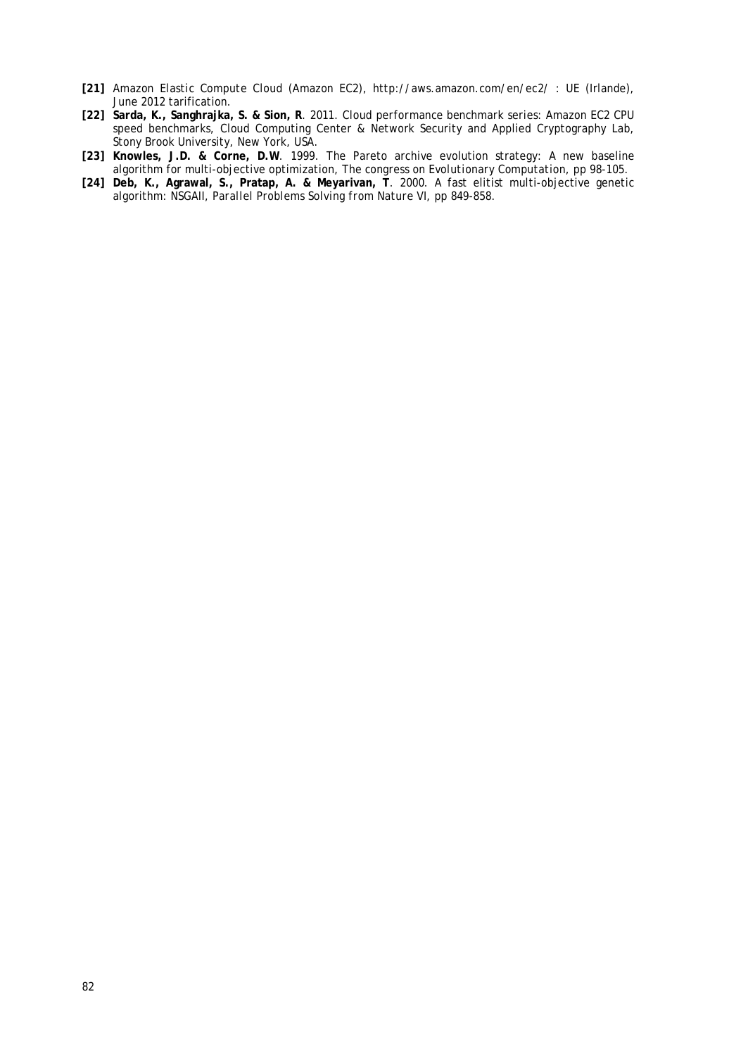**[21]** Amazon Elastic Compute Cloud (Amazon EC2), http://aws.amazon.com/en/ec2/ : UE (Irlande), June 2012 tarification.

**[22]** **Sarda, K., Sanghrajka, S. & Sion, R**. 2011. Cloud performance benchmark series: Amazon EC2 CPU speed benchmarks, Cloud Computing Center & Network Security and Applied Cryptography Lab, Stony Brook University, New York, USA.

**[23]** **Knowles, J.D. & Corne, D.W**. 1999. The Pareto archive evolution strategy: A new baseline algorithm for multi-objective optimization, *The congress on Evolutionary Computation*, pp 98-105.

**[24]** **Deb, K., Agrawal, S., Pratap, A. & Meyarivan, T**. 2000. A fast elitist multi-objective genetic algorithm: NSGAII, *Parallel Problems Solving from Nature VI*, pp 849-858.